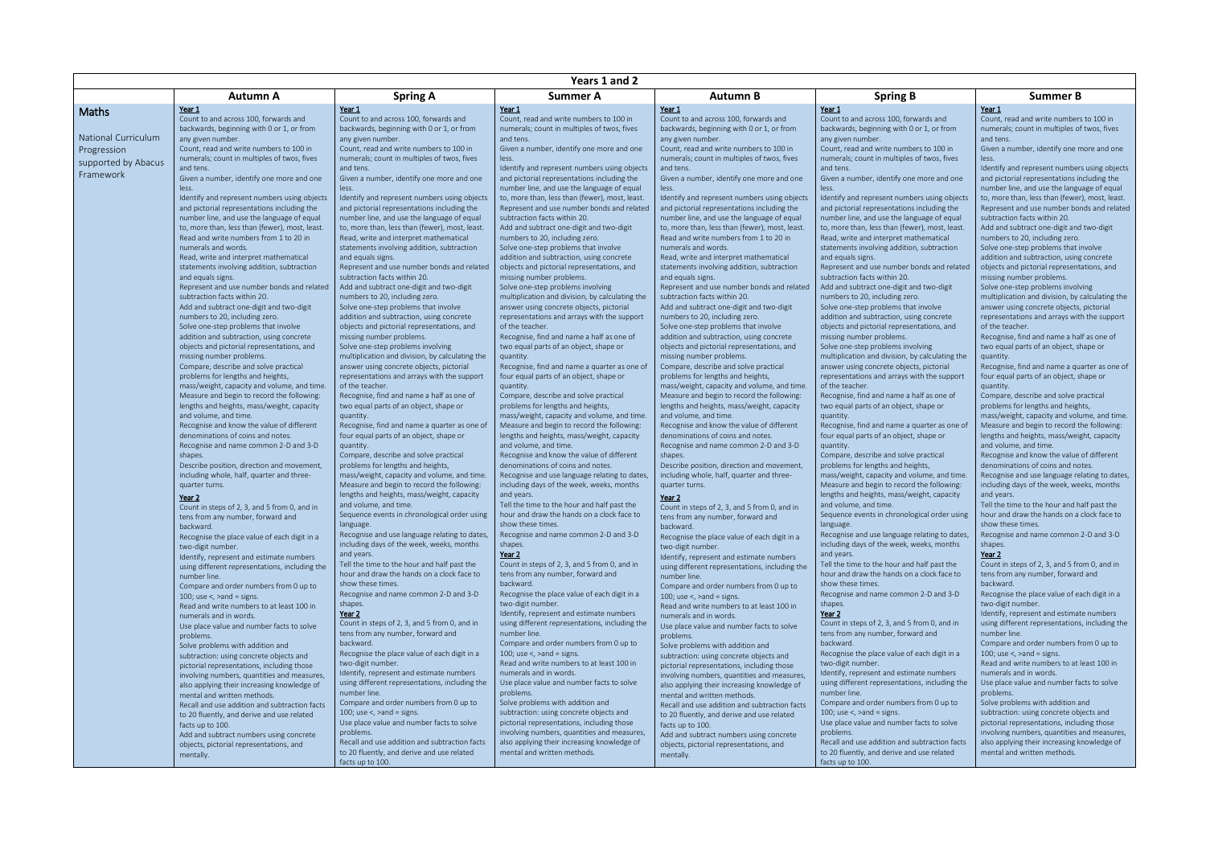| Years 1 and 2 | | | | | | |
|---|---|---|---|---|---|---|
| | **Autumn A** | **Spring A** | **Summer A** | **Autumn B** | **Spring B** | **Summer B** |
| **Maths**<br><br>National Curriculum Progression supported by Abacus Framework | **Year 1**<br>Count to and across 100, forwards and backwards, beginning with 0 or 1, or from any given number.<br>Count, read and write numbers to 100 in numerals; count in multiples of twos, fives and tens.<br>Given a number, identify one more and one less.<br>Identify and represent numbers using objects and pictorial representations including the number line, and use the language of equal to, more than, less than (fewer), most, least.<br>Read and write numbers from 1 to 20 in numerals and words.<br>Read, write and interpret mathematical statements involving addition, subtraction and equals signs.<br>Represent and use number bonds and related subtraction facts within 20.<br>Add and subtract one-digit and two-digit numbers to 20, including zero.<br>Solve one-step problems that involve addition and subtraction, using concrete objects and pictorial representations, and missing number problems.<br>Compare, describe and solve practical problems for lengths and heights, mass/weight, capacity and volume, and time.<br>Measure and begin to record the following: lengths and heights, mass/weight, capacity and volume, and time.<br>Recognise and know the value of different denominations of coins and notes.<br>Recognise and name common 2-D and 3-D shapes.<br>Describe position, direction and movement, including whole, half, quarter and three-quarter turns.<br>**Year 2**<br>Count in steps of 2, 3, and 5 from 0, and in tens from any number, forward and backward.<br>Recognise the place value of each digit in a two-digit number.<br>Identify, represent and estimate numbers using different representations, including the number line.<br>Compare and order numbers from 0 up to 100; use <, >and = signs.<br>Read and write numbers to at least 100 in numerals and in words.<br>Use place value and number facts to solve problems.<br>Solve problems with addition and subtraction: using concrete objects and pictorial representations, including those involving numbers, quantities and measures, also applying their increasing knowledge of mental and written methods.<br>Recall and use addition and subtraction facts to 20 fluently, and derive and use related facts up to 100.<br>Add and subtract numbers using concrete objects, pictorial representations, and mentally. | **Year 1**<br>Count to and across 100, forwards and backwards, beginning with 0 or 1, or from any given number.<br>Count, read and write numbers to 100 in numerals; count in multiples of twos, fives and tens.<br>Given a number, identify one more and one less.<br>Identify and represent numbers using objects and pictorial representations including the number line, and use the language of equal to, more than, less than (fewer), most, least.<br>Read, write and interpret mathematical statements involving addition, subtraction and equals signs.<br>Represent and use number bonds and related subtraction facts within 20.<br>Add and subtract one-digit and two-digit numbers to 20, including zero.<br>Solve one-step problems that involve addition and subtraction, using concrete objects and pictorial representations, and missing number problems.<br>Solve one-step problems involving multiplication and division, by calculating the answer using concrete objects, pictorial representations and arrays with the support of the teacher.<br>Recognise, find and name a half as one of two equal parts of an object, shape or quantity.<br>Recognise, find and name a quarter as one of four equal parts of an object, shape or quantity.<br>Compare, describe and solve practical problems for lengths and heights, mass/weight, capacity and volume, and time.<br>Measure and begin to record the following: lengths and heights, mass/weight, capacity and volume, and time.<br>Sequence events in chronological order using language.<br>Recognise and use language relating to dates, including days of the week, weeks, months and years.<br>Tell the time to the hour and half past the hour and draw the hands on a clock face to show these times.<br>Recognise and name common 2-D and 3-D shapes.<br>**Year 2**<br>Count in steps of 2, 3, and 5 from 0, and in tens from any number, forward and backward.<br>Recognise the place value of each digit in a two-digit number.<br>Identify, represent and estimate numbers using different representations, including the number line.<br>Compare and order numbers from 0 up to 100; use <, >and = signs.<br>Use place value and number facts to solve problems.<br>Recall and use addition and subtraction facts to 20 fluently, and derive and use related facts up to 100. | **Year 1**<br>Count, read and write numbers to 100 in numerals; count in multiples of twos, fives and tens.<br>Given a number, identify one more and one less.<br>Identify and represent numbers using objects and pictorial representations including the number line, and use the language of equal to, more than, less than (fewer), most, least.<br>Represent and use number bonds and related subtraction facts within 20.<br>Add and subtract one-digit and two-digit numbers to 20, including zero.<br>Solve one-step problems that involve addition and subtraction, using concrete objects and pictorial representations, and missing number problems.<br>Solve one-step problems involving multiplication and division, by calculating the answer using concrete objects, pictorial representations and arrays with the support of the teacher.<br>Recognise, find and name a half as one of two equal parts of an object, shape or quantity.<br>Recognise, find and name a quarter as one of four equal parts of an object, shape or quantity.<br>Compare, describe and solve practical problems for lengths and heights, mass/weight, capacity and volume, and time.<br>Measure and begin to record the following: lengths and heights, mass/weight, capacity and volume, and time.<br>Recognise and know the value of different denominations of coins and notes.<br>Recognise and use language relating to dates, including days of the week, weeks, months and years.<br>Tell the time to the hour and half past the hour and draw the hands on a clock face to show these times.<br>Recognise and name common 2-D and 3-D shapes.<br>**Year 2**<br>Count in steps of 2, 3, and 5 from 0, and in tens from any number, forward and backward.<br>Recognise the place value of each digit in a two-digit number.<br>Identify, represent and estimate numbers using different representations, including the number line.<br>Compare and order numbers from 0 up to 100; use <, >and = signs.<br>Read and write numbers to at least 100 in numerals and in words.<br>Use place value and number facts to solve problems.<br>Solve problems with addition and subtraction: using concrete objects and pictorial representations, including those involving numbers, quantities and measures, also applying their increasing knowledge of mental and written methods. | **Year 1**<br>Count to and across 100, forwards and backwards, beginning with 0 or 1, or from any given number.<br>Count, read and write numbers to 100 in numerals; count in multiples of twos, fives and tens.<br>Given a number, identify one more and one less.<br>Identify and represent numbers using objects and pictorial representations including the number line, and use the language of equal to, more than, less than (fewer), most, least.<br>Read and write numbers from 1 to 20 in numerals and words.<br>Read, write and interpret mathematical statements involving addition, subtraction and equals signs.<br>Represent and use number bonds and related subtraction facts within 20.<br>Add and subtract one-digit and two-digit numbers to 20, including zero.<br>Solve one-step problems that involve addition and subtraction, using concrete objects and pictorial representations, and missing number problems.<br>Compare, describe and solve practical problems for lengths and heights, mass/weight, capacity and volume, and time.<br>Measure and begin to record the following: lengths and heights, mass/weight, capacity and volume, and time.<br>Recognise and know the value of different denominations of coins and notes.<br>Recognise and name common 2-D and 3-D shapes.<br>Describe position, direction and movement, including whole, half, quarter and three-quarter turns.<br>**Year 2**<br>Count in steps of 2, 3, and 5 from 0, and in tens from any number, forward and backward.<br>Recognise the place value of each digit in a two-digit number.<br>Identify, represent and estimate numbers using different representations, including the number line.<br>Compare and order numbers from 0 up to 100; use <, >and = signs.<br>Read and write numbers to at least 100 in numerals and in words.<br>Use place value and number facts to solve problems.<br>Solve problems with addition and subtraction: using concrete objects and pictorial representations, including those involving numbers, quantities and measures, also applying their increasing knowledge of mental and written methods.<br>Recall and use addition and subtraction facts to 20 fluently, and derive and use related facts up to 100.<br>Add and subtract numbers using concrete objects, pictorial representations, and mentally. | **Year 1**<br>Count to and across 100, forwards and backwards, beginning with 0 or 1, or from any given number.<br>Count, read and write numbers to 100 in numerals; count in multiples of twos, fives and tens.<br>Given a number, identify one more and one less.<br>Identify and represent numbers using objects and pictorial representations including the number line, and use the language of equal to, more than, less than (fewer), most, least.<br>Read, write and interpret mathematical statements involving addition, subtraction and equals signs.<br>Represent and use number bonds and related subtraction facts within 20.<br>Add and subtract one-digit and two-digit numbers to 20, including zero.<br>Solve one-step problems that involve addition and subtraction, using concrete objects and pictorial representations, and missing number problems.<br>Solve one-step problems involving multiplication and division, by calculating the answer using concrete objects, pictorial representations and arrays with the support of the teacher.<br>Recognise, find and name a half as one of two equal parts of an object, shape or quantity.<br>Recognise, find and name a quarter as one of four equal parts of an object, shape or quantity.<br>Compare, describe and solve practical problems for lengths and heights, mass/weight, capacity and volume, and time.<br>Measure and begin to record the following: lengths and heights, mass/weight, capacity and volume, and time.<br>Sequence events in chronological order using language.<br>Recognise and use language relating to dates, including days of the week, weeks, months and years.<br>Tell the time to the hour and half past the hour and draw the hands on a clock face to show these times.<br>Recognise and name common 2-D and 3-D shapes.<br>**Year 2**<br>Count in steps of 2, 3, and 5 from 0, and in tens from any number, forward and backward.<br>Recognise the place value of each digit in a two-digit number.<br>Identify, represent and estimate numbers using different representations, including the number line.<br>Compare and order numbers from 0 up to 100; use <, >and = signs.<br>Use place value and number facts to solve problems.<br>Recall and use addition and subtraction facts to 20 fluently, and derive and use related facts up to 100. | **Year 1**<br>Count, read and write numbers to 100 in numerals; count in multiples of twos, fives and tens.<br>Given a number, identify one more and one less.<br>Identify and represent numbers using objects and pictorial representations including the number line, and use the language of equal to, more than, less than (fewer), most, least.<br>Represent and use number bonds and related subtraction facts within 20.<br>Add and subtract one-digit and two-digit numbers to 20, including zero.<br>Solve one-step problems that involve addition and subtraction, using concrete objects and pictorial representations, and missing number problems.<br>Solve one-step problems involving multiplication and division, by calculating the answer using concrete objects, pictorial representations and arrays with the support of the teacher.<br>Recognise, find and name a half as one of two equal parts of an object, shape or quantity.<br>Recognise, find and name a quarter as one of four equal parts of an object, shape or quantity.<br>Compare, describe and solve practical problems for lengths and heights, mass/weight, capacity and volume, and time.<br>Measure and begin to record the following: lengths and heights, mass/weight, capacity and volume, and time.<br>Recognise and know the value of different denominations of coins and notes.<br>Recognise and use language relating to dates, including days of the week, weeks, months and years.<br>Tell the time to the hour and half past the hour and draw the hands on a clock face to show these times.<br>Recognise and name common 2-D and 3-D shapes.<br>**Year 2**<br>Count in steps of 2, 3, and 5 from 0, and in tens from any number, forward and backward.<br>Recognise the place value of each digit in a two-digit number.<br>Identify, represent and estimate numbers using different representations, including the number line.<br>Compare and order numbers from 0 up to 100; use <, >and = signs.<br>Read and write numbers to at least 100 in numerals and in words.<br>Use place value and number facts to solve problems.<br>Solve problems with addition and subtraction: using concrete objects and pictorial representations, including those involving numbers, quantities and measures, also applying their increasing knowledge of mental and written methods. |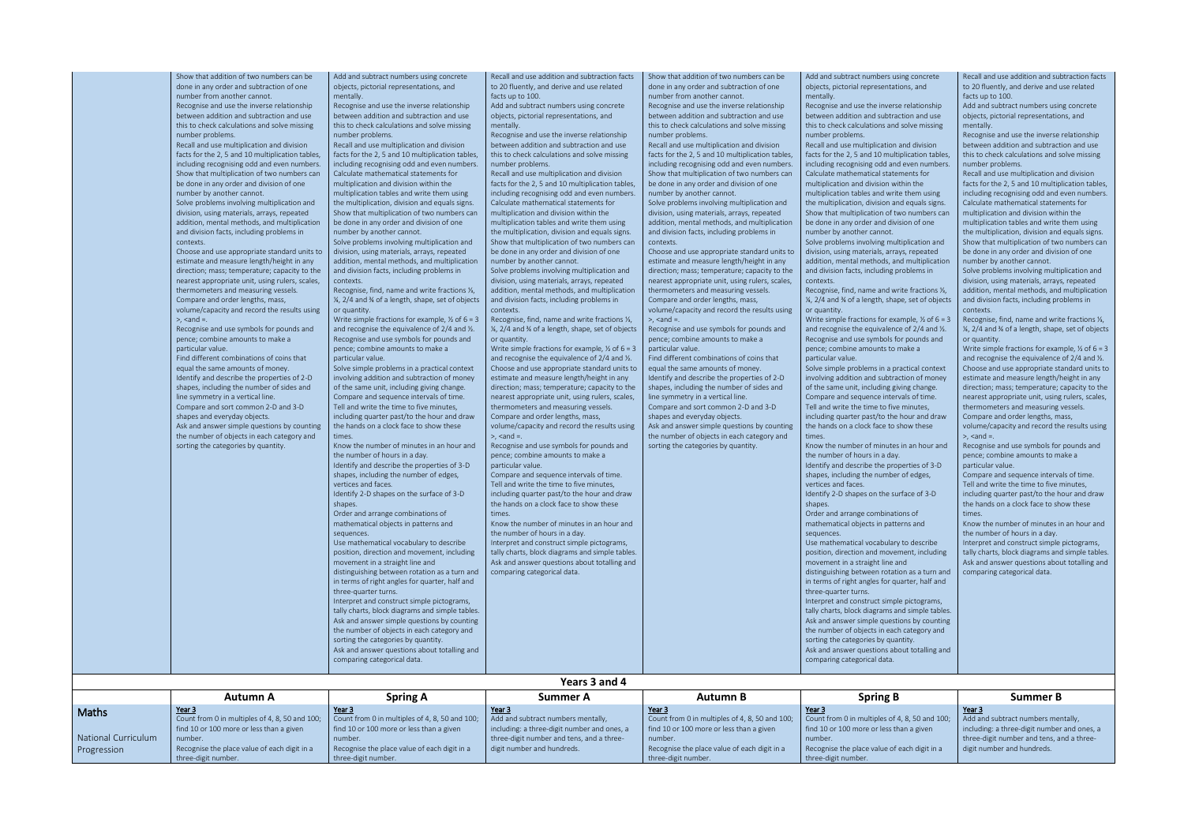| | | | | | | |
|---|---|---|---|---|---|---|
| | Show that addition of two numbers can be done in any order and subtraction of one number from another cannot.<br>Recognise and use the inverse relationship between addition and subtraction and use this to check calculations and solve missing number problems.<br>Recall and use multiplication and division facts for the 2, 5 and 10 multiplication tables, including recognising odd and even numbers.<br>Show that multiplication of two numbers can be done in any order and division of one number by another cannot.<br>Solve problems involving multiplication and division, using materials, arrays, repeated addition, mental methods, and multiplication and division facts, including problems in contexts.<br>Choose and use appropriate standard units to estimate and measure length/height in any direction; mass; temperature; capacity to the nearest appropriate unit, using rulers, scales, thermometers and measuring vessels.<br>Compare and order lengths, mass, volume/capacity and record the results using >, <and =.<br>Recognise and use symbols for pounds and pence; combine amounts to make a particular value.<br>Find different combinations of coins that equal the same amounts of money.<br>Identify and describe the properties of 2-D shapes, including the number of sides and line symmetry in a vertical line.<br>Compare and sort common 2-D and 3-D shapes and everyday objects.<br>Ask and answer simple questions by counting the number of objects in each category and sorting the categories by quantity. | Add and subtract numbers using concrete objects, pictorial representations, and mentally.<br>Recognise and use the inverse relationship between addition and subtraction and use this to check calculations and solve missing number problems.<br>Recall and use multiplication and division facts for the 2, 5 and 10 multiplication tables, including recognising odd and even numbers.<br>Calculate mathematical statements for multiplication and division within the multiplication tables and write them using the multiplication, division and equals signs.<br>Show that multiplication of two numbers can be done in any order and division of one number by another cannot.<br>Solve problems involving multiplication and division, using materials, arrays, repeated addition, mental methods, and multiplication and division facts, including problems in contexts.<br>Recognise, find, name and write fractions ⅓, ¼, 2/4 and ¾ of a length, shape, set of objects or quantity.<br>Write simple fractions for example, ½ of 6 = 3 and recognise the equivalence of 2/4 and ½.<br>Recognise and use symbols for pounds and pence; combine amounts to make a particular value.<br>Solve simple problems in a practical context involving addition and subtraction of money of the same unit, including giving change.<br>Compare and sequence intervals of time.<br>Tell and write the time to five minutes, including quarter past/to the hour and draw the hands on a clock face to show these times.<br>Know the number of minutes in an hour and the number of hours in a day.<br>Identify and describe the properties of 3-D shapes, including the number of edges, vertices and faces.<br>Identify 2-D shapes on the surface of 3-D shapes.<br>Order and arrange combinations of mathematical objects in patterns and sequences.<br>Use mathematical vocabulary to describe position, direction and movement, including movement in a straight line and distinguishing between rotation as a turn and in terms of right angles for quarter, half and three-quarter turns.<br>Interpret and construct simple pictograms, tally charts, block diagrams and simple tables.<br>Ask and answer simple questions by counting the number of objects in each category and sorting the categories by quantity.<br>Ask and answer questions about totalling and comparing categorical data. | Recall and use addition and subtraction facts to 20 fluently, and derive and use related facts up to 100.<br>Add and subtract numbers using concrete objects, pictorial representations, and mentally.<br>Recognise and use the inverse relationship between addition and subtraction and use this to check calculations and solve missing number problems.<br>Recall and use multiplication and division facts for the 2, 5 and 10 multiplication tables, including recognising odd and even numbers.<br>Calculate mathematical statements for multiplication and division within the multiplication tables and write them using the multiplication, division and equals signs.<br>Show that multiplication of two numbers can be done in any order and division of one number by another cannot.<br>Solve problems involving multiplication and division, using materials, arrays, repeated addition, mental methods, and multiplication and division facts, including problems in contexts.<br>Recognise, find, name and write fractions ⅓, ¼, 2/4 and ¾ of a length, shape, set of objects or quantity.<br>Write simple fractions for example, ½ of 6 = 3 and recognise the equivalence of 2/4 and ½.<br>Choose and use appropriate standard units to estimate and measure length/height in any direction; mass; temperature; capacity to the nearest appropriate unit, using rulers, scales, thermometers and measuring vessels.<br>Compare and order lengths, mass, volume/capacity and record the results using >, <and =.<br>Recognise and use symbols for pounds and pence; combine amounts to make a particular value.<br>Compare and sequence intervals of time.<br>Tell and write the time to five minutes, including quarter past/to the hour and draw the hands on a clock face to show these times.<br>Know the number of minutes in an hour and the number of hours in a day.<br>Interpret and construct simple pictograms, tally charts, block diagrams and simple tables.<br>Ask and answer questions about totalling and comparing categorical data. | Show that addition of two numbers can be done in any order and subtraction of one number from another cannot.<br>Recognise and use the inverse relationship between addition and subtraction and use this to check calculations and solve missing number problems.<br>Recall and use multiplication and division facts for the 2, 5 and 10 multiplication tables, including recognising odd and even numbers.<br>Show that multiplication of two numbers can be done in any order and division of one number by another cannot.<br>Solve problems involving multiplication and division, using materials, arrays, repeated addition, mental methods, and multiplication and division facts, including problems in contexts.<br>Choose and use appropriate standard units to estimate and measure length/height in any direction; mass; temperature; capacity to the nearest appropriate unit, using rulers, scales, thermometers and measuring vessels.<br>Compare and order lengths, mass, volume/capacity and record the results using >, <and =.<br>Recognise and use symbols for pounds and pence; combine amounts to make a particular value.<br>Find different combinations of coins that equal the same amounts of money.<br>Identify and describe the properties of 2-D shapes, including the number of sides and line symmetry in a vertical line.<br>Compare and sort common 2-D and 3-D shapes and everyday objects.<br>Ask and answer simple questions by counting the number of objects in each category and sorting the categories by quantity. | Add and subtract numbers using concrete objects, pictorial representations, and mentally.<br>Recognise and use the inverse relationship between addition and subtraction and use this to check calculations and solve missing number problems.<br>Recall and use multiplication and division facts for the 2, 5 and 10 multiplication tables, including recognising odd and even numbers.<br>Calculate mathematical statements for multiplication and division within the multiplication tables and write them using the multiplication, division and equals signs.<br>Show that multiplication of two numbers can be done in any order and division of one number by another cannot.<br>Solve problems involving multiplication and division, using materials, arrays, repeated addition, mental methods, and multiplication and division facts, including problems in contexts.<br>Recognise, find, name and write fractions ⅓, ¼, 2/4 and ¾ of a length, shape, set of objects or quantity.<br>Write simple fractions for example, ½ of 6 = 3 and recognise the equivalence of 2/4 and ½.<br>Recognise and use symbols for pounds and pence; combine amounts to make a particular value.<br>Solve simple problems in a practical context involving addition and subtraction of money of the same unit, including giving change.<br>Compare and sequence intervals of time.<br>Tell and write the time to five minutes, including quarter past/to the hour and draw the hands on a clock face to show these times.<br>Know the number of minutes in an hour and the number of hours in a day.<br>Identify and describe the properties of 3-D shapes, including the number of edges, vertices and faces.<br>Identify 2-D shapes on the surface of 3-D shapes.<br>Order and arrange combinations of mathematical objects in patterns and sequences.<br>Use mathematical vocabulary to describe position, direction and movement, including movement in a straight line and distinguishing between rotation as a turn and in terms of right angles for quarter, half and three-quarter turns.<br>Interpret and construct simple pictograms, tally charts, block diagrams and simple tables.<br>Ask and answer simple questions by counting the number of objects in each category and sorting the categories by quantity.<br>Ask and answer questions about totalling and comparing categorical data. | Recall and use addition and subtraction facts to 20 fluently, and derive and use related facts up to 100.<br>Add and subtract numbers using concrete objects, pictorial representations, and mentally.<br>Recognise and use the inverse relationship between addition and subtraction and use this to check calculations and solve missing number problems.<br>Recall and use multiplication and division facts for the 2, 5 and 10 multiplication tables, including recognising odd and even numbers.<br>Calculate mathematical statements for multiplication and division within the multiplication tables and write them using the multiplication, division and equals signs.<br>Show that multiplication of two numbers can be done in any order and division of one number by another cannot.<br>Solve problems involving multiplication and division, using materials, arrays, repeated addition, mental methods, and multiplication and division facts, including problems in contexts.<br>Recognise, find, name and write fractions ⅓, ¼, 2/4 and ¾ of a length, shape, set of objects or quantity.<br>Write simple fractions for example, ½ of 6 = 3 and recognise the equivalence of 2/4 and ½.<br>Choose and use appropriate standard units to estimate and measure length/height in any direction; mass; temperature; capacity to the nearest appropriate unit, using rulers, scales, thermometers and measuring vessels.<br>Compare and order lengths, mass, volume/capacity and record the results using >, <and =.<br>Recognise and use symbols for pounds and pence; combine amounts to make a particular value.<br>Compare and sequence intervals of time.<br>Tell and write the time to five minutes, including quarter past/to the hour and draw the hands on a clock face to show these times.<br>Know the number of minutes in an hour and the number of hours in a day.<br>Interpret and construct simple pictograms, tally charts, block diagrams and simple tables.<br>Ask and answer questions about totalling and comparing categorical data. |

## Years 3 and 4

| | Autumn A | Spring A | Summer A | Autumn B | Spring B | Summer B |
|---|---|---|---|---|---|---|
| **Maths**<br><br>National Curriculum Progression | <u>Year 3</u><br>Count from 0 in multiples of 4, 8, 50 and 100; find 10 or 100 more or less than a given number.<br>Recognise the place value of each digit in a three-digit number. | <u>Year 3</u><br>Count from 0 in multiples of 4, 8, 50 and 100; find 10 or 100 more or less than a given number.<br>Recognise the place value of each digit in a three-digit number. | <u>Year 3</u><br>Add and subtract numbers mentally, including: a three-digit number and ones, a three-digit number and tens, and a three-digit number and hundreds. | <u>Year 3</u><br>Count from 0 in multiples of 4, 8, 50 and 100; find 10 or 100 more or less than a given number.<br>Recognise the place value of each digit in a three-digit number. | <u>Year 3</u><br>Count from 0 in multiples of 4, 8, 50 and 100; find 10 or 100 more or less than a given number.<br>Recognise the place value of each digit in a three-digit number. | <u>Year 3</u><br>Add and subtract numbers mentally, including: a three-digit number and ones, a three-digit number and tens, and a three-digit number and hundreds. |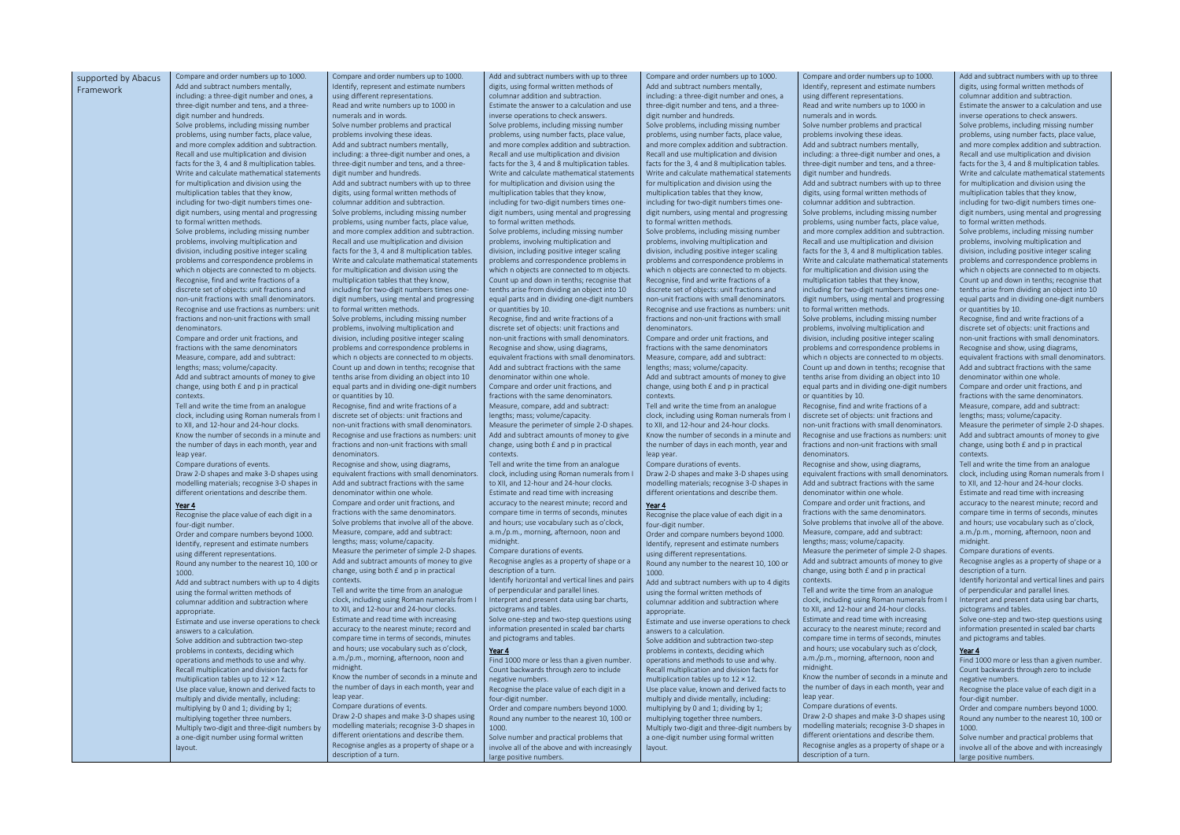| supported by Abacus Framework | Compare and order numbers up to 1000.<br>Add and subtract numbers mentally, including: a three-digit number and ones, a three-digit number and tens, and a three-digit number and hundreds.<br>Solve problems, including missing number problems, using number facts, place value, and more complex addition and subtraction.<br>Recall and use multiplication and division facts for the 3, 4 and 8 multiplication tables.<br>Write and calculate mathematical statements for multiplication and division using the multiplication tables that they know, including for two-digit numbers times one-digit numbers, using mental and progressing to formal written methods.<br>Solve problems, including missing number problems, involving multiplication and division, including positive integer scaling problems and correspondence problems in which n objects are connected to m objects.<br>Recognise, find and write fractions of a discrete set of objects: unit fractions and non-unit fractions with small denominators.<br>Recognise and use fractions as numbers: unit fractions and non-unit fractions with small denominators.<br>Compare and order unit fractions, and fractions with the same denominators<br>Measure, compare, add and subtract: lengths; mass; volume/capacity.<br>Add and subtract amounts of money to give change, using both £ and p in practical contexts.<br>Tell and write the time from an analogue clock, including using Roman numerals from I to XII, and 12-hour and 24-hour clocks.<br>Know the number of seconds in a minute and the number of days in each month, year and leap year.<br>Compare durations of events.<br>Draw 2-D shapes and make 3-D shapes using modelling materials; recognise 3-D shapes in different orientations and describe them.<br>**Year 4**<br>Recognise the place value of each digit in a four-digit number.<br>Order and compare numbers beyond 1000.<br>Identify, represent and estimate numbers using different representations.<br>Round any number to the nearest 10, 100 or 1000.<br>Add and subtract numbers with up to 4 digits using the formal written methods of columnar addition and subtraction where appropriate.<br>Estimate and use inverse operations to check answers to a calculation.<br>Solve addition and subtraction two-step problems in contexts, deciding which operations and methods to use and why.<br>Recall multiplication and division facts for multiplication tables up to 12 × 12.<br>Use place value, known and derived facts to multiply and divide mentally, including: multiplying by 0 and 1; dividing by 1; multiplying together three numbers.<br>Multiply two-digit and three-digit numbers by a one-digit number using formal written layout. | Compare and order numbers up to 1000.<br>Identify, represent and estimate numbers using different representations.<br>Read and write numbers up to 1000 in numerals and in words.<br>Solve number problems and practical problems involving these ideas.<br>Add and subtract numbers mentally, including: a three-digit number and ones, a three-digit number and tens, and a three-digit number and hundreds.<br>Add and subtract numbers with up to three digits, using formal written methods of columnar addition and subtraction.<br>Solve problems, including missing number problems, using number facts, place value, and more complex addition and subtraction.<br>Recall and use multiplication and division facts for the 3, 4 and 8 multiplication tables.<br>Write and calculate mathematical statements for multiplication and division using the multiplication tables that they know, including for two-digit numbers times one-digit numbers, using mental and progressing to formal written methods.<br>Solve problems, including missing number problems, involving multiplication and division, including positive integer scaling problems and correspondence problems in which n objects are connected to m objects.<br>Count up and down in tenths; recognise that tenths arise from dividing an object into 10 equal parts and in dividing one-digit numbers or quantities by 10.<br>Recognise, find and write fractions of a discrete set of objects: unit fractions and non-unit fractions with small denominators.<br>Recognise and use fractions as numbers: unit fractions and non-unit fractions with small denominators.<br>Recognise and show, using diagrams, equivalent fractions with small denominators.<br>Add and subtract fractions with the same denominator within one whole.<br>Compare and order unit fractions, and fractions with the same denominators.<br>Solve problems that involve all of the above.<br>Measure, compare, add and subtract: lengths; mass; volume/capacity.<br>Measure the perimeter of simple 2-D shapes.<br>Add and subtract amounts of money to give change, using both £ and p in practical contexts.<br>Tell and write the time from an analogue clock, including using Roman numerals from I to XII, and 12-hour and 24-hour clocks.<br>Estimate and read time with increasing accuracy to the nearest minute; record and compare time in terms of seconds, minutes and hours; use vocabulary such as o'clock, a.m./p.m., morning, afternoon, noon and midnight.<br>Know the number of seconds in a minute and the number of days in each month, year and leap year.<br>Compare durations of events.<br>Draw 2-D shapes and make 3-D shapes using modelling materials; recognise 3-D shapes in different orientations and describe them.<br>Recognise angles as a property of shape or a description of a turn. | Add and subtract numbers with up to three digits, using formal written methods of columnar addition and subtraction.<br>Estimate the answer to a calculation and use inverse operations to check answers.<br>Solve problems, including missing number problems, using number facts, place value, and more complex addition and subtraction.<br>Recall and use multiplication and division facts for the 3, 4 and 8 multiplication tables.<br>Write and calculate mathematical statements for multiplication and division using the multiplication tables that they know, including for two-digit numbers times one-digit numbers, using mental and progressing to formal written methods.<br>Solve problems, including missing number problems, involving multiplication and division, including positive integer scaling problems and correspondence problems in which n objects are connected to m objects.<br>Count up and down in tenths; recognise that tenths arise from dividing an object into 10 equal parts and in dividing one-digit numbers or quantities by 10.<br>Recognise, find and write fractions of a discrete set of objects: unit fractions and non-unit fractions with small denominators.<br>Recognise and show, using diagrams, equivalent fractions with small denominators.<br>Add and subtract fractions with the same denominator within one whole.<br>Compare and order unit fractions, and fractions with the same denominators.<br>Measure, compare, add and subtract: lengths; mass; volume/capacity.<br>Measure the perimeter of simple 2-D shapes.<br>Add and subtract amounts of money to give change, using both £ and p in practical contexts.<br>Tell and write the time from an analogue clock, including using Roman numerals from I to XII, and 12-hour and 24-hour clocks.<br>Estimate and read time with increasing accuracy to the nearest minute; record and compare time in terms of seconds, minutes and hours; use vocabulary such as o'clock, a.m./p.m., morning, afternoon, noon and midnight.<br>Compare durations of events.<br>Recognise angles as a property of shape or a description of a turn.<br>Identify horizontal and vertical lines and pairs of perpendicular and parallel lines.<br>Interpret and present data using bar charts, pictograms and tables.<br>Solve one-step and two-step questions using information presented in scaled bar charts and pictograms and tables.<br>**Year 4**<br>Find 1000 more or less than a given number.<br>Count backwards through zero to include negative numbers.<br>Recognise the place value of each digit in a four-digit number.<br>Order and compare numbers beyond 1000.<br>Round any number to the nearest 10, 100 or 1000.<br>Solve number and practical problems that involve all of the above and with increasingly large positive numbers. | Compare and order numbers up to 1000.<br>Add and subtract numbers mentally, including: a three-digit number and ones, a three-digit number and tens, and a three-digit number and hundreds.<br>Solve problems, including missing number problems, using number facts, place value, and more complex addition and subtraction.<br>Recall and use multiplication and division facts for the 3, 4 and 8 multiplication tables.<br>Write and calculate mathematical statements for multiplication and division using the multiplication tables that they know, including for two-digit numbers times one-digit numbers, using mental and progressing to formal written methods.<br>Solve problems, including missing number problems, involving multiplication and division, including positive integer scaling problems and correspondence problems in which n objects are connected to m objects.<br>Recognise, find and write fractions of a discrete set of objects: unit fractions and non-unit fractions with small denominators.<br>Recognise and use fractions as numbers: unit fractions and non-unit fractions with small denominators.<br>Compare and order unit fractions, and fractions with the same denominators<br>Measure, compare, add and subtract: lengths; mass; volume/capacity.<br>Add and subtract amounts of money to give change, using both £ and p in practical contexts.<br>Tell and write the time from an analogue clock, including using Roman numerals from I to XII, and 12-hour and 24-hour clocks.<br>Know the number of seconds in a minute and the number of days in each month, year and leap year.<br>Compare durations of events.<br>Draw 2-D shapes and make 3-D shapes using modelling materials; recognise 3-D shapes in different orientations and describe them.<br>**Year 4**<br>Recognise the place value of each digit in a four-digit number.<br>Order and compare numbers beyond 1000.<br>Identify, represent and estimate numbers using different representations.<br>Round any number to the nearest 10, 100 or 1000.<br>Add and subtract numbers with up to 4 digits using the formal written methods of columnar addition and subtraction where appropriate.<br>Estimate and use inverse operations to check answers to a calculation.<br>Solve addition and subtraction two-step problems in contexts, deciding which operations and methods to use and why.<br>Recall multiplication and division facts for multiplication tables up to 12 × 12.<br>Use place value, known and derived facts to multiply and divide mentally, including: multiplying by 0 and 1; dividing by 1; multiplying together three numbers.<br>Multiply two-digit and three-digit numbers by a one-digit number using formal written layout. | Compare and order numbers up to 1000.<br>Identify, represent and estimate numbers using different representations.<br>Read and write numbers up to 1000 in numerals and in words.<br>Solve number problems and practical problems involving these ideas.<br>Add and subtract numbers mentally, including: a three-digit number and ones, a three-digit number and tens, and a three-digit number and hundreds.<br>Add and subtract numbers with up to three digits, using formal written methods of columnar addition and subtraction.<br>Solve problems, including missing number problems, using number facts, place value, and more complex addition and subtraction.<br>Recall and use multiplication and division facts for the 3, 4 and 8 multiplication tables.<br>Write and calculate mathematical statements for multiplication and division using the multiplication tables that they know, including for two-digit numbers times one-digit numbers, using mental and progressing to formal written methods.<br>Solve problems, including missing number problems, involving multiplication and division, including positive integer scaling problems and correspondence problems in which n objects are connected to m objects.<br>Count up and down in tenths; recognise that tenths arise from dividing an object into 10 equal parts and in dividing one-digit numbers or quantities by 10.<br>Recognise, find and write fractions of a discrete set of objects: unit fractions and non-unit fractions with small denominators.<br>Recognise and use fractions as numbers: unit fractions and non-unit fractions with small denominators.<br>Recognise and show, using diagrams, equivalent fractions with small denominators.<br>Add and subtract fractions with the same denominator within one whole.<br>Compare and order unit fractions, and fractions with the same denominators.<br>Solve problems that involve all of the above.<br>Measure, compare, add and subtract: lengths; mass; volume/capacity.<br>Measure the perimeter of simple 2-D shapes.<br>Add and subtract amounts of money to give change, using both £ and p in practical contexts.<br>Tell and write the time from an analogue clock, including using Roman numerals from I to XII, and 12-hour and 24-hour clocks.<br>Estimate and read time with increasing accuracy to the nearest minute; record and compare time in terms of seconds, minutes and hours; use vocabulary such as o'clock, a.m./p.m., morning, afternoon, noon and midnight.<br>Know the number of seconds in a minute and the number of days in each month, year and leap year.<br>Compare durations of events.<br>Draw 2-D shapes and make 3-D shapes using modelling materials; recognise 3-D shapes in different orientations and describe them.<br>Recognise angles as a property of shape or a description of a turn. | Add and subtract numbers with up to three digits, using formal written methods of columnar addition and subtraction.<br>Estimate the answer to a calculation and use inverse operations to check answers.<br>Solve problems, including missing number problems, using number facts, place value, and more complex addition and subtraction.<br>Recall and use multiplication and division facts for the 3, 4 and 8 multiplication tables.<br>Write and calculate mathematical statements for multiplication and division using the multiplication tables that they know, including for two-digit numbers times one-digit numbers, using mental and progressing to formal written methods.<br>Solve problems, including missing number problems, involving multiplication and division, including positive integer scaling problems and correspondence problems in which n objects are connected to m objects.<br>Count up and down in tenths; recognise that tenths arise from dividing an object into 10 equal parts and in dividing one-digit numbers or quantities by 10.<br>Recognise, find and write fractions of a discrete set of objects: unit fractions and non-unit fractions with small denominators.<br>Recognise and show, using diagrams, equivalent fractions with small denominators.<br>Add and subtract fractions with the same denominator within one whole.<br>Compare and order unit fractions, and fractions with the same denominators.<br>Measure, compare, add and subtract: lengths; mass; volume/capacity.<br>Measure the perimeter of simple 2-D shapes.<br>Add and subtract amounts of money to give change, using both £ and p in practical contexts.<br>Tell and write the time from an analogue clock, including using Roman numerals from I to XII, and 12-hour and 24-hour clocks.<br>Estimate and read time with increasing accuracy to the nearest minute; record and compare time in terms of seconds, minutes and hours; use vocabulary such as o'clock, a.m./p.m., morning, afternoon, noon and midnight.<br>Compare durations of events.<br>Recognise angles as a property of shape or a description of a turn.<br>Identify horizontal and vertical lines and pairs of perpendicular and parallel lines.<br>Interpret and present data using bar charts, pictograms and tables.<br>Solve one-step and two-step questions using information presented in scaled bar charts and pictograms and tables.<br>**Year 4**<br>Find 1000 more or less than a given number.<br>Count backwards through zero to include negative numbers.<br>Recognise the place value of each digit in a four-digit number.<br>Order and compare numbers beyond 1000.<br>Round any number to the nearest 10, 100 or 1000.<br>Solve number and practical problems that involve all of the above and with increasingly large positive numbers. |
|---|---|---|---|---|---|---|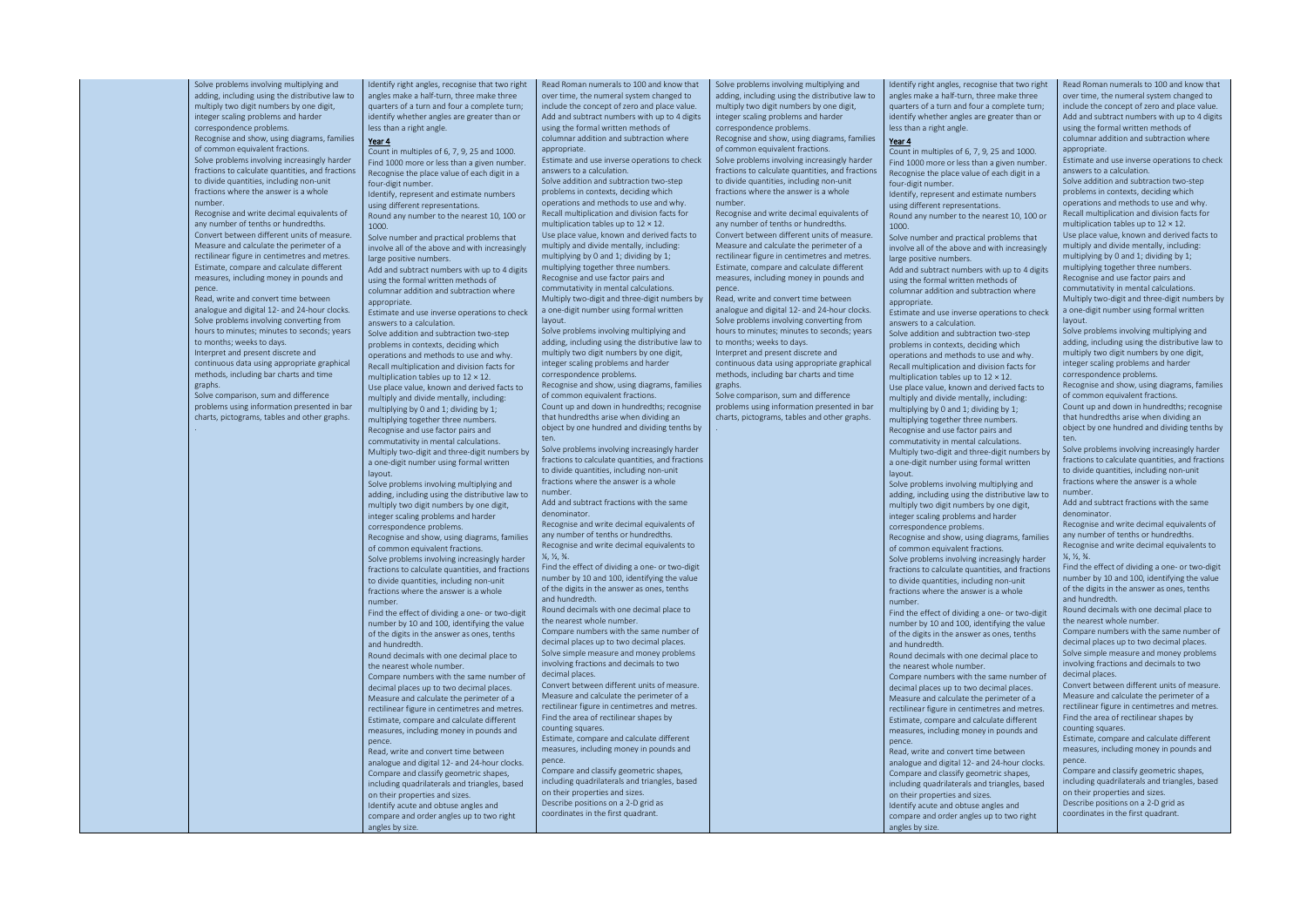| | | | | | | |
|---|---|---|---|---|---|---|
| | Solve problems involving multiplying and adding, including using the distributive law to multiply two digit numbers by one digit, integer scaling problems and harder correspondence problems.<br>Recognise and show, using diagrams, families of common equivalent fractions.<br>Solve problems involving increasingly harder fractions to calculate quantities, and fractions to divide quantities, including non-unit fractions where the answer is a whole number.<br>Recognise and write decimal equivalents of any number of tenths or hundredths.<br>Convert between different units of measure.<br>Measure and calculate the perimeter of a rectilinear figure in centimetres and metres.<br>Estimate, compare and calculate different measures, including money in pounds and pence.<br>Read, write and convert time between analogue and digital 12- and 24-hour clocks.<br>Solve problems involving converting from hours to minutes; minutes to seconds; years to months; weeks to days.<br>Interpret and present discrete and continuous data using appropriate graphical methods, including bar charts and time graphs.<br>Solve comparison, sum and difference problems using information presented in bar charts, pictograms, tables and other graphs.<br>. | Identify right angles, recognise that two right angles make a half-turn, three make three quarters of a turn and four a complete turn; identify whether angles are greater than or less than a right angle.<br>**Year 4**<br>Count in multiples of 6, 7, 9, 25 and 1000.<br>Find 1000 more or less than a given number.<br>Recognise the place value of each digit in a four-digit number.<br>Identify, represent and estimate numbers using different representations.<br>Round any number to the nearest 10, 100 or 1000.<br>Solve number and practical problems that involve all of the above and with increasingly large positive numbers.<br>Add and subtract numbers with up to 4 digits using the formal written methods of columnar addition and subtraction where appropriate.<br>Estimate and use inverse operations to check answers to a calculation.<br>Solve addition and subtraction two-step problems in contexts, deciding which operations and methods to use and why.<br>Recall multiplication and division facts for multiplication tables up to 12 × 12.<br>Use place value, known and derived facts to multiply and divide mentally, including: multiplying by 0 and 1; dividing by 1; multiplying together three numbers.<br>Recognise and use factor pairs and commutativity in mental calculations.<br>Multiply two-digit and three-digit numbers by a one-digit number using formal written layout.<br>Solve problems involving multiplying and adding, including using the distributive law to multiply two digit numbers by one digit, integer scaling problems and harder correspondence problems.<br>Recognise and show, using diagrams, families of common equivalent fractions.<br>Solve problems involving increasingly harder fractions to calculate quantities, and fractions to divide quantities, including non-unit fractions where the answer is a whole number.<br>Find the effect of dividing a one- or two-digit number by 10 and 100, identifying the value of the digits in the answer as ones, tenths and hundredth.<br>Round decimals with one decimal place to the nearest whole number.<br>Compare numbers with the same number of decimal places up to two decimal places.<br>Measure and calculate the perimeter of a rectilinear figure in centimetres and metres.<br>Estimate, compare and calculate different measures, including money in pounds and pence.<br>Read, write and convert time between analogue and digital 12- and 24-hour clocks.<br>Compare and classify geometric shapes, including quadrilaterals and triangles, based on their properties and sizes.<br>Identify acute and obtuse angles and compare and order angles up to two right angles by size. | Read Roman numerals to 100 and know that over time, the numeral system changed to include the concept of zero and place value.<br>Add and subtract numbers with up to 4 digits using the formal written methods of columnar addition and subtraction where appropriate.<br>Estimate and use inverse operations to check answers to a calculation.<br>Solve addition and subtraction two-step problems in contexts, deciding which operations and methods to use and why.<br>Recall multiplication and division facts for multiplication tables up to 12 × 12.<br>Use place value, known and derived facts to multiply and divide mentally, including: multiplying by 0 and 1; dividing by 1; multiplying together three numbers.<br>Recognise and use factor pairs and commutativity in mental calculations.<br>Multiply two-digit and three-digit numbers by a one-digit number using formal written layout.<br>Solve problems involving multiplying and adding, including using the distributive law to multiply two digit numbers by one digit, integer scaling problems and harder correspondence problems.<br>Recognise and show, using diagrams, families of common equivalent fractions.<br>Count up and down in hundredths; recognise that hundredths arise when dividing an object by one hundred and dividing tenths by ten.<br>Solve problems involving increasingly harder fractions to calculate quantities, and fractions to divide quantities, including non-unit fractions where the answer is a whole number.<br>Add and subtract fractions with the same denominator.<br>Recognise and write decimal equivalents of any number of tenths or hundredths.<br>Recognise and write decimal equivalents to ¼, ½, ¾.<br>Find the effect of dividing a one- or two-digit number by 10 and 100, identifying the value of the digits in the answer as ones, tenths and hundredth.<br>Round decimals with one decimal place to the nearest whole number.<br>Compare numbers with the same number of decimal places up to two decimal places.<br>Solve simple measure and money problems involving fractions and decimals to two decimal places.<br>Convert between different units of measure.<br>Measure and calculate the perimeter of a rectilinear figure in centimetres and metres.<br>Find the area of rectilinear shapes by counting squares.<br>Estimate, compare and calculate different measures, including money in pounds and pence.<br>Compare and classify geometric shapes, including quadrilaterals and triangles, based on their properties and sizes.<br>Describe positions on a 2-D grid as coordinates in the first quadrant. | Solve problems involving multiplying and adding, including using the distributive law to multiply two digit numbers by one digit, integer scaling problems and harder correspondence problems.<br>Recognise and show, using diagrams, families of common equivalent fractions.<br>Solve problems involving increasingly harder fractions to calculate quantities, and fractions to divide quantities, including non-unit fractions where the answer is a whole number.<br>Recognise and write decimal equivalents of any number of tenths or hundredths.<br>Convert between different units of measure.<br>Measure and calculate the perimeter of a rectilinear figure in centimetres and metres.<br>Estimate, compare and calculate different measures, including money in pounds and pence.<br>Read, write and convert time between analogue and digital 12- and 24-hour clocks.<br>Solve problems involving converting from hours to minutes; minutes to seconds; years to months; weeks to days.<br>Interpret and present discrete and continuous data using appropriate graphical methods, including bar charts and time graphs.<br>Solve comparison, sum and difference problems using information presented in bar charts, pictograms, tables and other graphs.<br>. | Identify right angles, recognise that two right angles make a half-turn, three make three quarters of a turn and four a complete turn; identify whether angles are greater than or less than a right angle.<br>**Year 4**<br>Count in multiples of 6, 7, 9, 25 and 1000.<br>Find 1000 more or less than a given number.<br>Recognise the place value of each digit in a four-digit number.<br>Identify, represent and estimate numbers using different representations.<br>Round any number to the nearest 10, 100 or 1000.<br>Solve number and practical problems that involve all of the above and with increasingly large positive numbers.<br>Add and subtract numbers with up to 4 digits using the formal written methods of columnar addition and subtraction where appropriate.<br>Estimate and use inverse operations to check answers to a calculation.<br>Solve addition and subtraction two-step problems in contexts, deciding which operations and methods to use and why.<br>Recall multiplication and division facts for multiplication tables up to 12 × 12.<br>Use place value, known and derived facts to multiply and divide mentally, including: multiplying by 0 and 1; dividing by 1; multiplying together three numbers.<br>Recognise and use factor pairs and commutativity in mental calculations.<br>Multiply two-digit and three-digit numbers by a one-digit number using formal written layout.<br>Solve problems involving multiplying and adding, including using the distributive law to multiply two digit numbers by one digit, integer scaling problems and harder correspondence problems.<br>Recognise and show, using diagrams, families of common equivalent fractions.<br>Solve problems involving increasingly harder fractions to calculate quantities, and fractions to divide quantities, including non-unit fractions where the answer is a whole number.<br>Find the effect of dividing a one- or two-digit number by 10 and 100, identifying the value of the digits in the answer as ones, tenths and hundredth.<br>Round decimals with one decimal place to the nearest whole number.<br>Compare numbers with the same number of decimal places up to two decimal places.<br>Measure and calculate the perimeter of a rectilinear figure in centimetres and metres.<br>Estimate, compare and calculate different measures, including money in pounds and pence.<br>Read, write and convert time between analogue and digital 12- and 24-hour clocks.<br>Compare and classify geometric shapes, including quadrilaterals and triangles, based on their properties and sizes.<br>Identify acute and obtuse angles and compare and order angles up to two right angles by size. | Read Roman numerals to 100 and know that over time, the numeral system changed to include the concept of zero and place value.<br>Add and subtract numbers with up to 4 digits using the formal written methods of columnar addition and subtraction where appropriate.<br>Estimate and use inverse operations to check answers to a calculation.<br>Solve addition and subtraction two-step problems in contexts, deciding which operations and methods to use and why.<br>Recall multiplication and division facts for multiplication tables up to 12 × 12.<br>Use place value, known and derived facts to multiply and divide mentally, including: multiplying by 0 and 1; dividing by 1; multiplying together three numbers.<br>Recognise and use factor pairs and commutativity in mental calculations.<br>Multiply two-digit and three-digit numbers by a one-digit number using formal written layout.<br>Solve problems involving multiplying and adding, including using the distributive law to multiply two digit numbers by one digit, integer scaling problems and harder correspondence problems.<br>Recognise and show, using diagrams, families of common equivalent fractions.<br>Count up and down in hundredths; recognise that hundredths arise when dividing an object by one hundred and dividing tenths by ten.<br>Solve problems involving increasingly harder fractions to calculate quantities, and fractions to divide quantities, including non-unit fractions where the answer is a whole number.<br>Add and subtract fractions with the same denominator.<br>Recognise and write decimal equivalents of any number of tenths or hundredths.<br>Recognise and write decimal equivalents to ¼, ½, ¾.<br>Find the effect of dividing a one- or two-digit number by 10 and 100, identifying the value of the digits in the answer as ones, tenths and hundredth.<br>Round decimals with one decimal place to the nearest whole number.<br>Compare numbers with the same number of decimal places up to two decimal places.<br>Solve simple measure and money problems involving fractions and decimals to two decimal places.<br>Convert between different units of measure.<br>Measure and calculate the perimeter of a rectilinear figure in centimetres and metres.<br>Find the area of rectilinear shapes by counting squares.<br>Estimate, compare and calculate different measures, including money in pounds and pence.<br>Compare and classify geometric shapes, including quadrilaterals and triangles, based on their properties and sizes.<br>Describe positions on a 2-D grid as coordinates in the first quadrant. |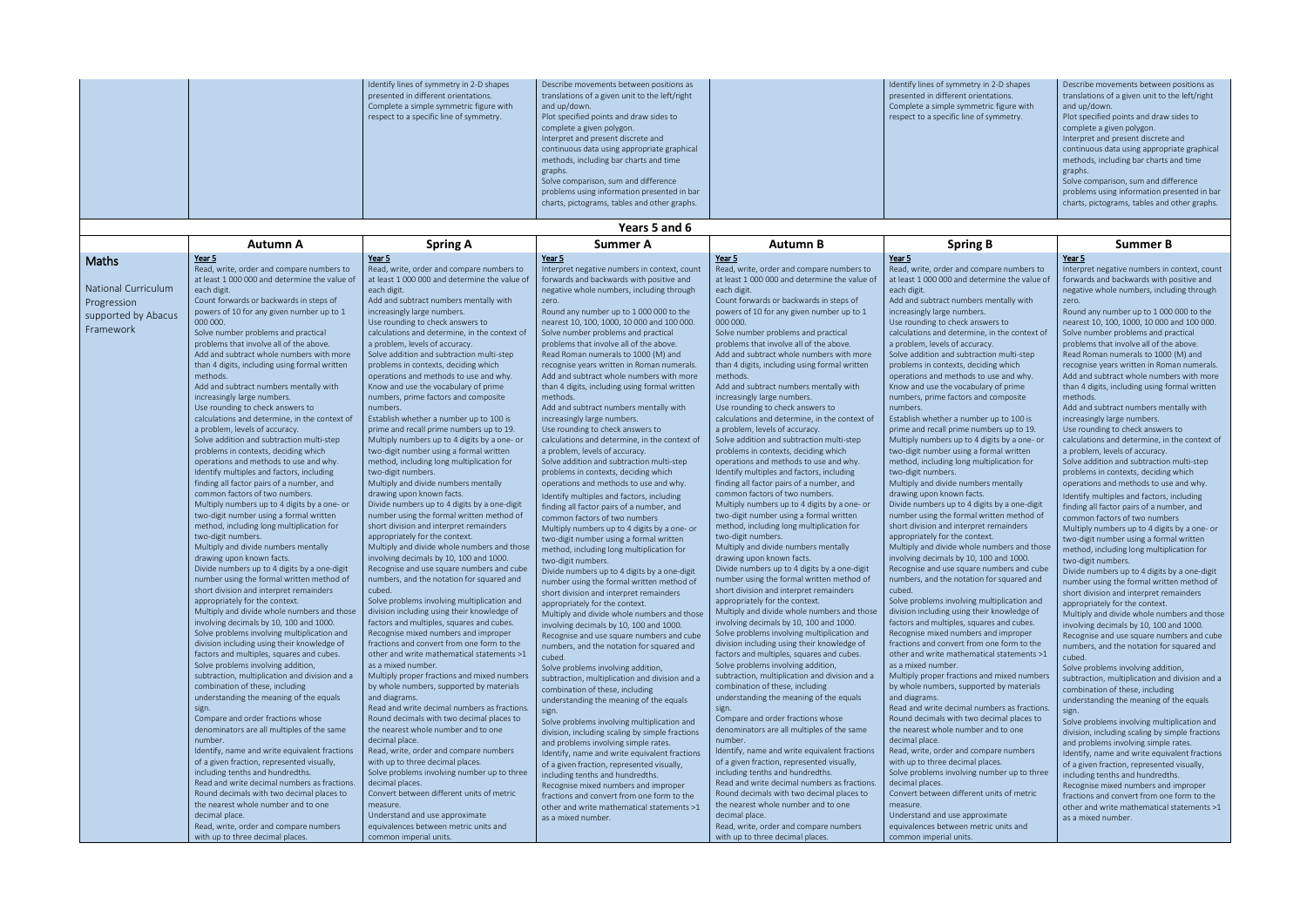| | | | | | | | |
|---|---|---|---|---|---|---|---|
| | | Identify lines of symmetry in 2-D shapes presented in different orientations.<br>Complete a simple symmetric figure with respect to a specific line of symmetry. | Describe movements between positions as translations of a given unit to the left/right and up/down.<br>Plot specified points and draw sides to complete a given polygon.<br>Interpret and present discrete and continuous data using appropriate graphical methods, including bar charts and time graphs.<br>Solve comparison, sum and difference problems using information presented in bar charts, pictograms, tables and other graphs. | | Identify lines of symmetry in 2-D shapes presented in different orientations.<br>Complete a simple symmetric figure with respect to a specific line of symmetry. | Describe movements between positions as translations of a given unit to the left/right and up/down.<br>Plot specified points and draw sides to complete a given polygon.<br>Interpret and present discrete and continuous data using appropriate graphical methods, including bar charts and time graphs.<br>Solve comparison, sum and difference problems using information presented in bar charts, pictograms, tables and other graphs. |

## Years 5 and 6

| | Autumn A | Spring A | Summer A | Autumn B | Spring B | Summer B |
|---|---|---|---|---|---|---|
| **Maths**<br><br>National Curriculum Progression supported by Abacus Framework | Year 5<br>Read, write, order and compare numbers to at least 1 000 000 and determine the value of each digit.<br>Count forwards or backwards in steps of powers of 10 for any given number up to 1 000 000.<br>Solve number problems and practical problems that involve all of the above.<br>Add and subtract whole numbers with more than 4 digits, including using formal written methods.<br>Add and subtract numbers mentally with increasingly large numbers.<br>Use rounding to check answers to calculations and determine, in the context of a problem, levels of accuracy.<br>Solve addition and subtraction multi-step problems in contexts, deciding which operations and methods to use and why.<br>Identify multiples and factors, including finding all factor pairs of a number, and common factors of two numbers.<br>Multiply numbers up to 4 digits by a one- or two-digit number using a formal written method, including long multiplication for two-digit numbers.<br>Multiply and divide numbers mentally drawing upon known facts.<br>Divide numbers up to 4 digits by a one-digit number using the formal written method of short division and interpret remainders appropriately for the context.<br>Multiply and divide whole numbers and those involving decimals by 10, 100 and 1000.<br>Solve problems involving multiplication and division including using their knowledge of factors and multiples, squares and cubes.<br>Solve problems involving addition, subtraction, multiplication and division and a combination of these, including understanding the meaning of the equals sign.<br>Compare and order fractions whose denominators are all multiples of the same number.<br>Identify, name and write equivalent fractions of a given fraction, represented visually, including tenths and hundredths.<br>Read and write decimal numbers as fractions.<br>Round decimals with two decimal places to the nearest whole number and to one decimal place.<br>Read, write, order and compare numbers with up to three decimal places. | Year 5<br>Read, write, order and compare numbers to at least 1 000 000 and determine the value of each digit.<br>Add and subtract numbers mentally with increasingly large numbers.<br>Use rounding to check answers to calculations and determine, in the context of a problem, levels of accuracy.<br>Solve addition and subtraction multi-step problems in contexts, deciding which operations and methods to use and why.<br>Know and use the vocabulary of prime numbers, prime factors and composite numbers.<br>Establish whether a number up to 100 is prime and recall prime numbers up to 19.<br>Multiply numbers up to 4 digits by a one- or two-digit number using a formal written method, including long multiplication for two-digit numbers.<br>Multiply and divide numbers mentally drawing upon known facts.<br>Divide numbers up to 4 digits by a one-digit number using the formal written method of short division and interpret remainders appropriately for the context.<br>Multiply and divide whole numbers and those involving decimals by 10, 100 and 1000.<br>Recognise and use square numbers and cube numbers, and the notation for squared and cubed.<br>Solve problems involving multiplication and division including using their knowledge of factors and multiples, squares and cubes.<br>Recognise mixed numbers and improper fractions and convert from one form to the other and write mathematical statements >1 as a mixed number.<br>Multiply proper fractions and mixed numbers by whole numbers, supported by materials and diagrams.<br>Read and write decimal numbers as fractions.<br>Round decimals with two decimal places to the nearest whole number and to one decimal place.<br>Read, write, order and compare numbers with up to three decimal places.<br>Solve problems involving number up to three decimal places.<br>Convert between different units of metric measure.<br>Understand and use approximate equivalences between metric units and common imperial units. | Year 5<br>Interpret negative numbers in context, count forwards and backwards with positive and negative whole numbers, including through zero.<br>Round any number up to 1 000 000 to the nearest 10, 100, 1000, 10 000 and 100 000.<br>Solve number problems and practical problems that involve all of the above.<br>Read Roman numerals to 1000 (M) and recognise years written in Roman numerals.<br>Add and subtract whole numbers with more than 4 digits, including using formal written methods.<br>Add and subtract numbers mentally with increasingly large numbers.<br>Use rounding to check answers to calculations and determine, in the context of a problem, levels of accuracy.<br>Solve addition and subtraction multi-step problems in contexts, deciding which operations and methods to use and why.<br>Identify multiples and factors, including finding all factor pairs of a number, and common factors of two numbers<br>Multiply numbers up to 4 digits by a one- or two-digit number using a formal written method, including long multiplication for two-digit numbers.<br>Divide numbers up to 4 digits by a one-digit number using the formal written method of short division and interpret remainders appropriately for the context.<br>Multiply and divide whole numbers and those involving decimals by 10, 100 and 1000.<br>Recognise and use square numbers and cube numbers, and the notation for squared and cubed.<br>Solve problems involving addition, subtraction, multiplication and division and a combination of these, including understanding the meaning of the equals sign.<br>Solve problems involving multiplication and division, including scaling by simple fractions and problems involving simple rates.<br>Identify, name and write equivalent fractions of a given fraction, represented visually, including tenths and hundredths.<br>Recognise mixed numbers and improper fractions and convert from one form to the other and write mathematical statements >1 as a mixed number. | Year 5<br>Read, write, order and compare numbers to at least 1 000 000 and determine the value of each digit.<br>Count forwards or backwards in steps of powers of 10 for any given number up to 1 000 000.<br>Solve number problems and practical problems that involve all of the above.<br>Add and subtract whole numbers with more than 4 digits, including using formal written methods.<br>Add and subtract numbers mentally with increasingly large numbers.<br>Use rounding to check answers to calculations and determine, in the context of a problem, levels of accuracy.<br>Solve addition and subtraction multi-step problems in contexts, deciding which operations and methods to use and why.<br>Identify multiples and factors, including finding all factor pairs of a number, and common factors of two numbers.<br>Multiply numbers up to 4 digits by a one- or two-digit number using a formal written method, including long multiplication for two-digit numbers.<br>Multiply and divide numbers mentally drawing upon known facts.<br>Divide numbers up to 4 digits by a one-digit number using the formal written method of short division and interpret remainders appropriately for the context.<br>Multiply and divide whole numbers and those involving decimals by 10, 100 and 1000.<br>Solve problems involving multiplication and division including using their knowledge of factors and multiples, squares and cubes.<br>Solve problems involving addition, subtraction, multiplication and division and a combination of these, including understanding the meaning of the equals sign.<br>Compare and order fractions whose denominators are all multiples of the same number.<br>Identify, name and write equivalent fractions of a given fraction, represented visually, including tenths and hundredths.<br>Read and write decimal numbers as fractions.<br>Round decimals with two decimal places to the nearest whole number and to one decimal place.<br>Read, write, order and compare numbers with up to three decimal places. | Year 5<br>Read, write, order and compare numbers to at least 1 000 000 and determine the value of each digit.<br>Add and subtract numbers mentally with increasingly large numbers.<br>Use rounding to check answers to calculations and determine, in the context of a problem, levels of accuracy.<br>Solve addition and subtraction multi-step problems in contexts, deciding which operations and methods to use and why.<br>Know and use the vocabulary of prime numbers, prime factors and composite numbers.<br>Establish whether a number up to 100 is prime and recall prime numbers up to 19.<br>Multiply numbers up to 4 digits by a one- or two-digit number using a formal written method, including long multiplication for two-digit numbers.<br>Multiply and divide numbers mentally drawing upon known facts.<br>Divide numbers up to 4 digits by a one-digit number using the formal written method of short division and interpret remainders appropriately for the context.<br>Multiply and divide whole numbers and those involving decimals by 10, 100 and 1000.<br>Recognise and use square numbers and cube numbers, and the notation for squared and cubed.<br>Solve problems involving multiplication and division including using their knowledge of factors and multiples, squares and cubes.<br>Recognise mixed numbers and improper fractions and convert from one form to the other and write mathematical statements >1 as a mixed number.<br>Multiply proper fractions and mixed numbers by whole numbers, supported by materials and diagrams.<br>Read and write decimal numbers as fractions.<br>Round decimals with two decimal places to the nearest whole number and to one decimal place.<br>Read, write, order and compare numbers with up to three decimal places.<br>Solve problems involving number up to three decimal places.<br>Convert between different units of metric measure.<br>Understand and use approximate equivalences between metric units and common imperial units. | Year 5<br>Interpret negative numbers in context, count forwards and backwards with positive and negative whole numbers, including through zero.<br>Round any number up to 1 000 000 to the nearest 10, 100, 1000, 10 000 and 100 000.<br>Solve number problems and practical problems that involve all of the above.<br>Read Roman numerals to 1000 (M) and recognise years written in Roman numerals.<br>Add and subtract whole numbers with more than 4 digits, including using formal written methods.<br>Add and subtract numbers mentally with increasingly large numbers.<br>Use rounding to check answers to calculations and determine, in the context of a problem, levels of accuracy.<br>Solve addition and subtraction multi-step problems in contexts, deciding which operations and methods to use and why.<br>Identify multiples and factors, including finding all factor pairs of a number, and common factors of two numbers<br>Multiply numbers up to 4 digits by a one- or two-digit number using a formal written method, including long multiplication for two-digit numbers.<br>Divide numbers up to 4 digits by a one-digit number using the formal written method of short division and interpret remainders appropriately for the context.<br>Multiply and divide whole numbers and those involving decimals by 10, 100 and 1000.<br>Recognise and use square numbers and cube numbers, and the notation for squared and cubed.<br>Solve problems involving addition, subtraction, multiplication and division and a combination of these, including understanding the meaning of the equals sign.<br>Solve problems involving multiplication and division, including scaling by simple fractions and problems involving simple rates.<br>Identify, name and write equivalent fractions of a given fraction, represented visually, including tenths and hundredths.<br>Recognise mixed numbers and improper fractions and convert from one form to the other and write mathematical statements >1 as a mixed number. |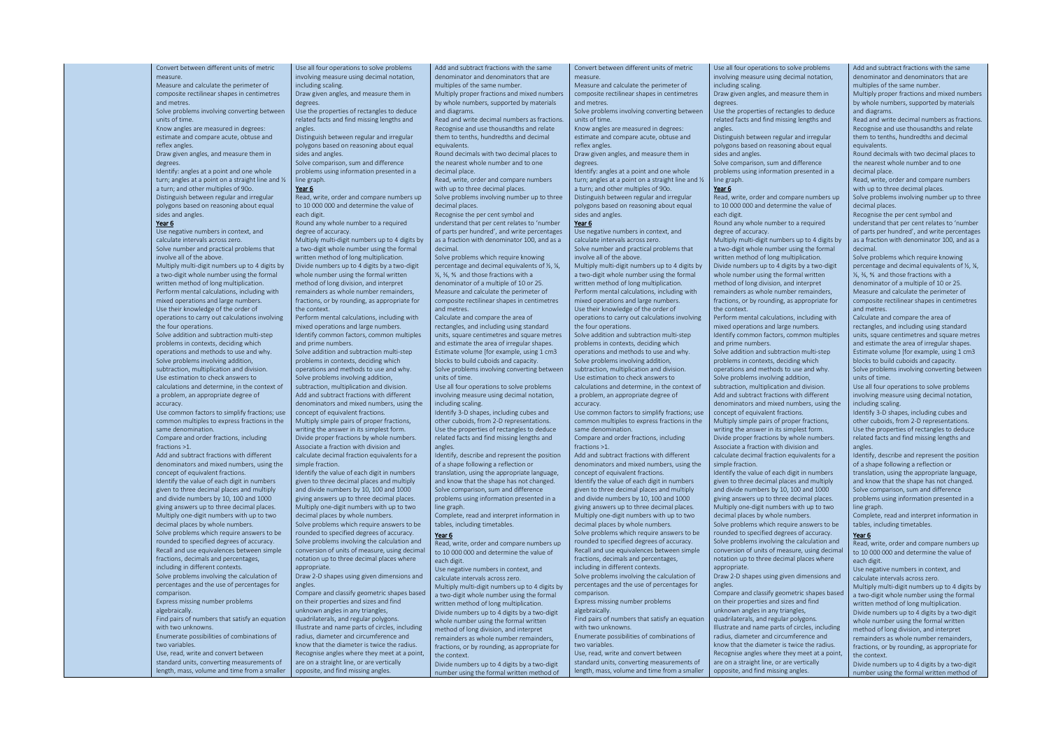| | | | | | | |
|---|---|---|---|---|---|---|
| | Convert between different units of metric measure.<br>Measure and calculate the perimeter of composite rectilinear shapes in centimetres and metres.<br>Solve problems involving converting between units of time.<br>Know angles are measured in degrees: estimate and compare acute, obtuse and reflex angles.<br>Draw given angles, and measure them in degrees.<br>Identify: angles at a point and one whole turn; angles at a point on a straight line and ½ a turn; and other multiples of 90o.<br>Distinguish between regular and irregular polygons based on reasoning about equal sides and angles.<br>**Year 6**<br>Use negative numbers in context, and calculate intervals across zero.<br>Solve number and practical problems that involve all of the above.<br>Multiply multi-digit numbers up to 4 digits by a two-digit whole number using the formal written method of long multiplication.<br>Perform mental calculations, including with mixed operations and large numbers.<br>Use their knowledge of the order of operations to carry out calculations involving the four operations.<br>Solve addition and subtraction multi-step problems in contexts, deciding which operations and methods to use and why.<br>Solve problems involving addition, subtraction, multiplication and division.<br>Use estimation to check answers to calculations and determine, in the context of a problem, an appropriate degree of accuracy.<br>Use common factors to simplify fractions; use common multiples to express fractions in the same denomination.<br>Compare and order fractions, including fractions >1.<br>Add and subtract fractions with different denominators and mixed numbers, using the concept of equivalent fractions.<br>Identify the value of each digit in numbers given to three decimal places and multiply and divide numbers by 10, 100 and 1000 giving answers up to three decimal places.<br>Multiply one-digit numbers with up to two decimal places by whole numbers.<br>Solve problems which require answers to be rounded to specified degrees of accuracy.<br>Recall and use equivalences between simple fractions, decimals and percentages, including in different contexts.<br>Solve problems involving the calculation of percentages and the use of percentages for comparison.<br>Express missing number problems algebraically.<br>Find pairs of numbers that satisfy an equation with two unknowns.<br>Enumerate possibilities of combinations of two variables.<br>Use, read, write and convert between standard units, converting measurements of length, mass, volume and time from a smaller | Use all four operations to solve problems involving measure using decimal notation, including scaling.<br>Draw given angles, and measure them in degrees.<br>Use the properties of rectangles to deduce related facts and find missing lengths and angles.<br>Distinguish between regular and irregular polygons based on reasoning about equal sides and angles.<br>Solve comparison, sum and difference problems using information presented in a line graph.<br>**Year 6**<br>Read, write, order and compare numbers up to 10 000 000 and determine the value of each digit.<br>Round any whole number to a required degree of accuracy.<br>Multiply multi-digit numbers up to 4 digits by a two-digit whole number using the formal written method of long multiplication.<br>Divide numbers up to 4 digits by a two-digit whole number using the formal written method of long division, and interpret remainders as whole number remainders, fractions, or by rounding, as appropriate for the context.<br>Perform mental calculations, including with mixed operations and large numbers.<br>Identify common factors, common multiples and prime numbers.<br>Solve addition and subtraction multi-step problems in contexts, deciding which operations and methods to use and why.<br>Solve problems involving addition, subtraction, multiplication and division.<br>Add and subtract fractions with different denominators and mixed numbers, using the concept of equivalent fractions.<br>Multiply simple pairs of proper fractions, writing the answer in its simplest form.<br>Divide proper fractions by whole numbers.<br>Associate a fraction with division and calculate decimal fraction equivalents for a simple fraction.<br>Identify the value of each digit in numbers given to three decimal places and multiply and divide numbers by 10, 100 and 1000 giving answers up to three decimal places.<br>Multiply one-digit numbers with up to two decimal places by whole numbers.<br>Solve problems which require answers to be rounded to specified degrees of accuracy.<br>Solve problems involving the calculation and conversion of units of measure, using decimal notation up to three decimal places where appropriate.<br>Draw 2-D shapes using given dimensions and angles.<br>Compare and classify geometric shapes based on their properties and sizes and find unknown angles in any triangles, quadrilaterals, and regular polygons.<br>Illustrate and name parts of circles, including radius, diameter and circumference and know that the diameter is twice the radius.<br>Recognise angles where they meet at a point, are on a straight line, or are vertically opposite, and find missing angles. | Add and subtract fractions with the same denominator and denominators that are multiples of the same number.<br>Multiply proper fractions and mixed numbers by whole numbers, supported by materials and diagrams.<br>Read and write decimal numbers as fractions.<br>Recognise and use thousandths and relate them to tenths, hundredths and decimal equivalents.<br>Round decimals with two decimal places to the nearest whole number and to one decimal place.<br>Read, write, order and compare numbers with up to three decimal places.<br>Solve problems involving number up to three decimal places.<br>Recognise the per cent symbol and understand that per cent relates to 'number of parts per hundred', and write percentages as a fraction with denominator 100, and as a decimal.<br>Solve problems which require knowing percentage and decimal equivalents of ½, ¼, ⅕, ⅖, ⅘ and those fractions with a denominator of a multiple of 10 or 25.<br>Measure and calculate the perimeter of composite rectilinear shapes in centimetres and metres.<br>Calculate and compare the area of rectangles, and including using standard units, square centimetres and square metres and estimate the area of irregular shapes.<br>Estimate volume [for example, using 1 cm3 blocks to build cuboids and capacity.<br>Solve problems involving converting between units of time.<br>Use all four operations to solve problems involving measure using decimal notation, including scaling.<br>Identify 3-D shapes, including cubes and other cuboids, from 2-D representations.<br>Use the properties of rectangles to deduce related facts and find missing lengths and angles.<br>Identify, describe and represent the position of a shape following a reflection or translation, using the appropriate language, and know that the shape has not changed.<br>Solve comparison, sum and difference problems using information presented in a line graph.<br>Complete, read and interpret information in tables, including timetables.<br>**Year 6**<br>Read, write, order and compare numbers up to 10 000 000 and determine the value of each digit.<br>Use negative numbers in context, and calculate intervals across zero.<br>Multiply multi-digit numbers up to 4 digits by a two-digit whole number using the formal written method of long multiplication.<br>Divide numbers up to 4 digits by a two-digit whole number using the formal written method of long division, and interpret remainders as whole number remainders, fractions, or by rounding, as appropriate for the context.<br>Divide numbers up to 4 digits by a two-digit number using the formal written method of | Convert between different units of metric measure.<br>Measure and calculate the perimeter of composite rectilinear shapes in centimetres and metres.<br>Solve problems involving converting between units of time.<br>Know angles are measured in degrees: estimate and compare acute, obtuse and reflex angles.<br>Draw given angles, and measure them in degrees.<br>Identify: angles at a point and one whole turn; angles at a point on a straight line and ½ a turn; and other multiples of 90o.<br>Distinguish between regular and irregular polygons based on reasoning about equal sides and angles.<br>**Year 6**<br>Use negative numbers in context, and calculate intervals across zero.<br>Solve number and practical problems that involve all of the above.<br>Multiply multi-digit numbers up to 4 digits by a two-digit whole number using the formal written method of long multiplication.<br>Perform mental calculations, including with mixed operations and large numbers.<br>Use their knowledge of the order of operations to carry out calculations involving the four operations.<br>Solve addition and subtraction multi-step problems in contexts, deciding which operations and methods to use and why.<br>Solve problems involving addition, subtraction, multiplication and division.<br>Use estimation to check answers to calculations and determine, in the context of a problem, an appropriate degree of accuracy.<br>Use common factors to simplify fractions; use common multiples to express fractions in the same denomination.<br>Compare and order fractions, including fractions >1.<br>Add and subtract fractions with different denominators and mixed numbers, using the concept of equivalent fractions.<br>Identify the value of each digit in numbers given to three decimal places and multiply and divide numbers by 10, 100 and 1000 giving answers up to three decimal places.<br>Multiply one-digit numbers with up to two decimal places by whole numbers.<br>Solve problems which require answers to be rounded to specified degrees of accuracy.<br>Recall and use equivalences between simple fractions, decimals and percentages, including in different contexts.<br>Solve problems involving the calculation of percentages and the use of percentages for comparison.<br>Express missing number problems algebraically.<br>Find pairs of numbers that satisfy an equation with two unknowns.<br>Enumerate possibilities of combinations of two variables.<br>Use, read, write and convert between standard units, converting measurements of length, mass, volume and time from a smaller | Use all four operations to solve problems involving measure using decimal notation, including scaling.<br>Draw given angles, and measure them in degrees.<br>Use the properties of rectangles to deduce related facts and find missing lengths and angles.<br>Distinguish between regular and irregular polygons based on reasoning about equal sides and angles.<br>Solve comparison, sum and difference problems using information presented in a line graph.<br>**Year 6**<br>Read, write, order and compare numbers up to 10 000 000 and determine the value of each digit.<br>Round any whole number to a required degree of accuracy.<br>Multiply multi-digit numbers up to 4 digits by a two-digit whole number using the formal written method of long multiplication.<br>Divide numbers up to 4 digits by a two-digit whole number using the formal written method of long division, and interpret remainders as whole number remainders, fractions, or by rounding, as appropriate for the context.<br>Perform mental calculations, including with mixed operations and large numbers.<br>Identify common factors, common multiples and prime numbers.<br>Solve addition and subtraction multi-step problems in contexts, deciding which operations and methods to use and why.<br>Solve problems involving addition, subtraction, multiplication and division.<br>Add and subtract fractions with different denominators and mixed numbers, using the concept of equivalent fractions.<br>Multiply simple pairs of proper fractions, writing the answer in its simplest form.<br>Divide proper fractions by whole numbers.<br>Associate a fraction with division and calculate decimal fraction equivalents for a simple fraction.<br>Identify the value of each digit in numbers given to three decimal places and multiply and divide numbers by 10, 100 and 1000 giving answers up to three decimal places.<br>Multiply one-digit numbers with up to two decimal places by whole numbers.<br>Solve problems which require answers to be rounded to specified degrees of accuracy.<br>Solve problems involving the calculation and conversion of units of measure, using decimal notation up to three decimal places where appropriate.<br>Draw 2-D shapes using given dimensions and angles.<br>Compare and classify geometric shapes based on their properties and sizes and find unknown angles in any triangles, quadrilaterals, and regular polygons.<br>Illustrate and name parts of circles, including radius, diameter and circumference and know that the diameter is twice the radius.<br>Recognise angles where they meet at a point, are on a straight line, or are vertically opposite, and find missing angles. | Add and subtract fractions with the same denominator and denominators that are multiples of the same number.<br>Multiply proper fractions and mixed numbers by whole numbers, supported by materials and diagrams.<br>Read and write decimal numbers as fractions.<br>Recognise and use thousandths and relate them to tenths, hundredths and decimal equivalents.<br>Round decimals with two decimal places to the nearest whole number and to one decimal place.<br>Read, write, order and compare numbers with up to three decimal places.<br>Solve problems involving number up to three decimal places.<br>Recognise the per cent symbol and understand that per cent relates to 'number of parts per hundred', and write percentages as a fraction with denominator 100, and as a decimal.<br>Solve problems which require knowing percentage and decimal equivalents of ½, ¼, ⅕, ⅖, ⅘ and those fractions with a denominator of a multiple of 10 or 25.<br>Measure and calculate the perimeter of composite rectilinear shapes in centimetres and metres.<br>Calculate and compare the area of rectangles, and including using standard units, square centimetres and square metres and estimate the area of irregular shapes.<br>Estimate volume [for example, using 1 cm3 blocks to build cuboids and capacity.<br>Solve problems involving converting between units of time.<br>Use all four operations to solve problems involving measure using decimal notation, including scaling.<br>Identify 3-D shapes, including cubes and other cuboids, from 2-D representations.<br>Use the properties of rectangles to deduce related facts and find missing lengths and angles.<br>Identify, describe and represent the position of a shape following a reflection or translation, using the appropriate language, and know that the shape has not changed.<br>Solve comparison, sum and difference problems using information presented in a line graph.<br>Complete, read and interpret information in tables, including timetables.<br>**Year 6**<br>Read, write, order and compare numbers up to 10 000 000 and determine the value of each digit.<br>Use negative numbers in context, and calculate intervals across zero.<br>Multiply multi-digit numbers up to 4 digits by a two-digit whole number using the formal written method of long multiplication.<br>Divide numbers up to 4 digits by a two-digit whole number using the formal written method of long division, and interpret remainders as whole number remainders, fractions, or by rounding, as appropriate for the context.<br>Divide numbers up to 4 digits by a two-digit number using the formal written method of |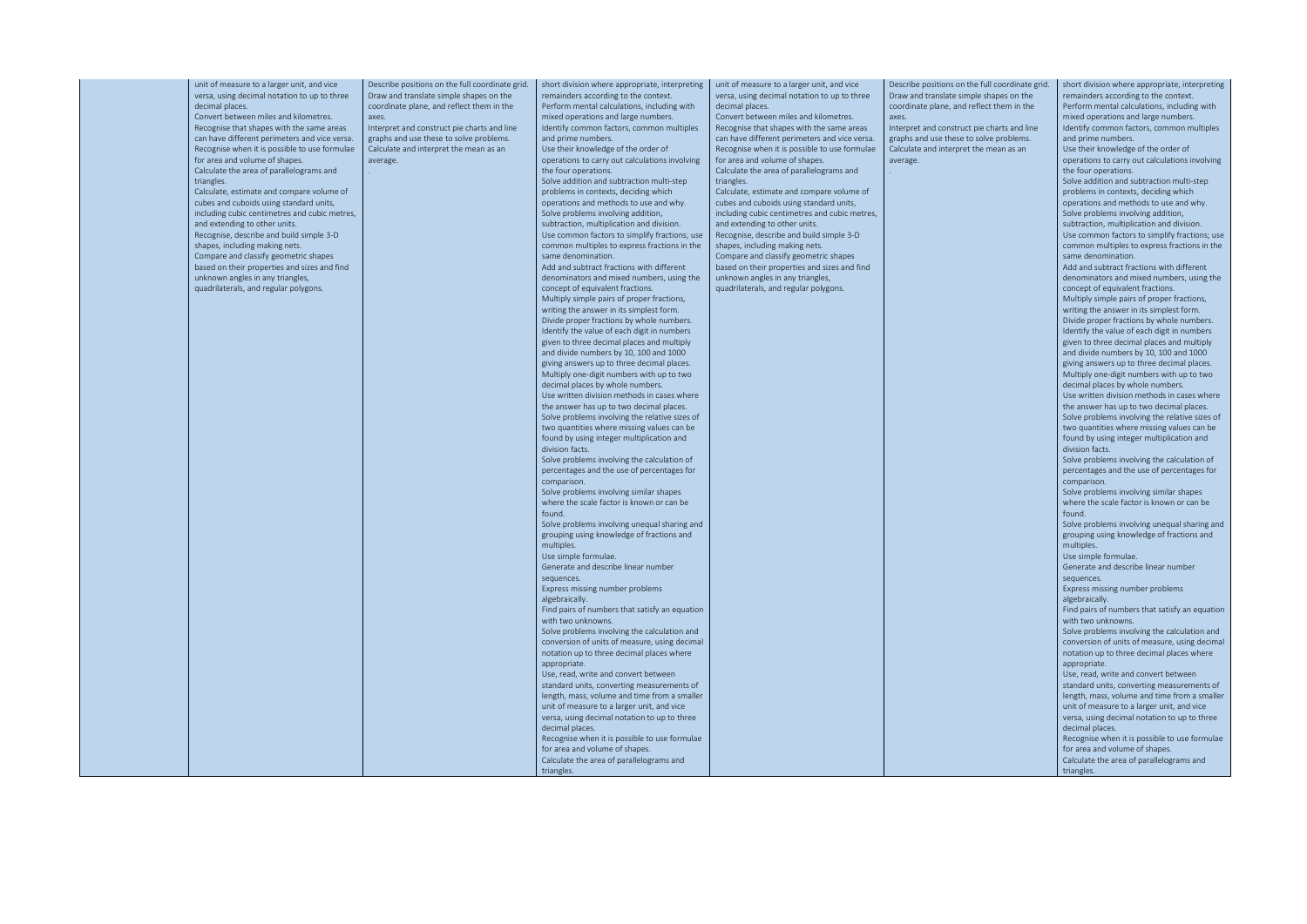| | | | | | | |
|---|---|---|---|---|---|---|
| | unit of measure to a larger unit, and vice versa, using decimal notation to up to three decimal places.<br>Convert between miles and kilometres.<br>Recognise that shapes with the same areas can have different perimeters and vice versa.<br>Recognise when it is possible to use formulae for area and volume of shapes.<br>Calculate the area of parallelograms and triangles.<br>Calculate, estimate and compare volume of cubes and cuboids using standard units, including cubic centimetres and cubic metres, and extending to other units.<br>Recognise, describe and build simple 3-D shapes, including making nets.<br>Compare and classify geometric shapes based on their properties and sizes and find unknown angles in any triangles, quadrilaterals, and regular polygons. | Describe positions on the full coordinate grid.<br>Draw and translate simple shapes on the coordinate plane, and reflect them in the axes.<br>Interpret and construct pie charts and line graphs and use these to solve problems.<br>Calculate and interpret the mean as an average.<br>. | short division where appropriate, interpreting remainders according to the context.<br>Perform mental calculations, including with mixed operations and large numbers.<br>Identify common factors, common multiples and prime numbers.<br>Use their knowledge of the order of operations to carry out calculations involving the four operations.<br>Solve addition and subtraction multi-step problems in contexts, deciding which operations and methods to use and why.<br>Solve problems involving addition, subtraction, multiplication and division.<br>Use common factors to simplify fractions; use common multiples to express fractions in the same denomination.<br>Add and subtract fractions with different denominators and mixed numbers, using the concept of equivalent fractions.<br>Multiply simple pairs of proper fractions, writing the answer in its simplest form.<br>Divide proper fractions by whole numbers.<br>Identify the value of each digit in numbers given to three decimal places and multiply and divide numbers by 10, 100 and 1000 giving answers up to three decimal places.<br>Multiply one-digit numbers with up to two decimal places by whole numbers.<br>Use written division methods in cases where the answer has up to two decimal places.<br>Solve problems involving the relative sizes of two quantities where missing values can be found by using integer multiplication and division facts.<br>Solve problems involving the calculation of percentages and the use of percentages for comparison.<br>Solve problems involving similar shapes where the scale factor is known or can be found.<br>Solve problems involving unequal sharing and grouping using knowledge of fractions and multiples.<br>Use simple formulae.<br>Generate and describe linear number sequences.<br>Express missing number problems algebraically.<br>Find pairs of numbers that satisfy an equation with two unknowns.<br>Solve problems involving the calculation and conversion of units of measure, using decimal notation up to three decimal places where appropriate.<br>Use, read, write and convert between standard units, converting measurements of length, mass, volume and time from a smaller unit of measure to a larger unit, and vice versa, using decimal notation to up to three decimal places.<br>Recognise when it is possible to use formulae for area and volume of shapes.<br>Calculate the area of parallelograms and triangles. | unit of measure to a larger unit, and vice versa, using decimal notation to up to three decimal places.<br>Convert between miles and kilometres.<br>Recognise that shapes with the same areas can have different perimeters and vice versa.<br>Recognise when it is possible to use formulae for area and volume of shapes.<br>Calculate the area of parallelograms and triangles.<br>Calculate, estimate and compare volume of cubes and cuboids using standard units, including cubic centimetres and cubic metres, and extending to other units.<br>Recognise, describe and build simple 3-D shapes, including making nets.<br>Compare and classify geometric shapes based on their properties and sizes and find unknown angles in any triangles, quadrilaterals, and regular polygons. | Describe positions on the full coordinate grid.<br>Draw and translate simple shapes on the coordinate plane, and reflect them in the axes.<br>Interpret and construct pie charts and line graphs and use these to solve problems.<br>Calculate and interpret the mean as an average.<br>. | short division where appropriate, interpreting remainders according to the context.<br>Perform mental calculations, including with mixed operations and large numbers.<br>Identify common factors, common multiples and prime numbers.<br>Use their knowledge of the order of operations to carry out calculations involving the four operations.<br>Solve addition and subtraction multi-step problems in contexts, deciding which operations and methods to use and why.<br>Solve problems involving addition, subtraction, multiplication and division.<br>Use common factors to simplify fractions; use common multiples to express fractions in the same denomination.<br>Add and subtract fractions with different denominators and mixed numbers, using the concept of equivalent fractions.<br>Multiply simple pairs of proper fractions, writing the answer in its simplest form.<br>Divide proper fractions by whole numbers.<br>Identify the value of each digit in numbers given to three decimal places and multiply and divide numbers by 10, 100 and 1000 giving answers up to three decimal places.<br>Multiply one-digit numbers with up to two decimal places by whole numbers.<br>Use written division methods in cases where the answer has up to two decimal places.<br>Solve problems involving the relative sizes of two quantities where missing values can be found by using integer multiplication and division facts.<br>Solve problems involving the calculation of percentages and the use of percentages for comparison.<br>Solve problems involving similar shapes where the scale factor is known or can be found.<br>Solve problems involving unequal sharing and grouping using knowledge of fractions and multiples.<br>Use simple formulae.<br>Generate and describe linear number sequences.<br>Express missing number problems algebraically.<br>Find pairs of numbers that satisfy an equation with two unknowns.<br>Solve problems involving the calculation and conversion of units of measure, using decimal notation up to three decimal places where appropriate.<br>Use, read, write and convert between standard units, converting measurements of length, mass, volume and time from a smaller unit of measure to a larger unit, and vice versa, using decimal notation to up to three decimal places.<br>Recognise when it is possible to use formulae for area and volume of shapes.<br>Calculate the area of parallelograms and triangles. |